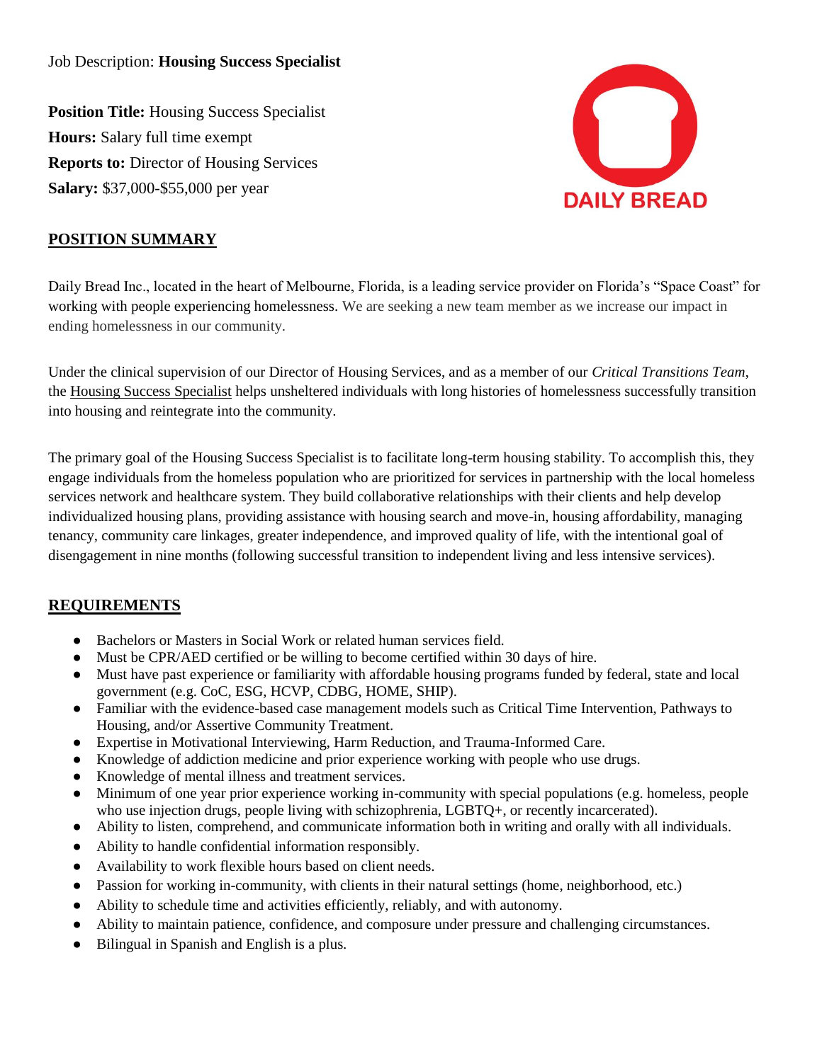Job Description: **Housing Success Specialist**

**Position Title:** Housing Success Specialist
**Hours:** Salary full time exempt
**Reports to:** Director of Housing Services
**Salary:** $37,000-$55,000 per year

DAILY BREAD

## POSITION SUMMARY

Daily Bread Inc., located in the heart of Melbourne, Florida, is a leading service provider on Florida's "Space Coast" for working with people experiencing homelessness. We are seeking a new team member as we increase our impact in ending homelessness in our community.

Under the clinical supervision of our Director of Housing Services, and as a member of our *Critical Transitions Team*, the Housing Success Specialist helps unsheltered individuals with long histories of homelessness successfully transition into housing and reintegrate into the community.

The primary goal of the Housing Success Specialist is to facilitate long-term housing stability. To accomplish this, they engage individuals from the homeless population who are prioritized for services in partnership with the local homeless services network and healthcare system. They build collaborative relationships with their clients and help develop individualized housing plans, providing assistance with housing search and move-in, housing affordability, managing tenancy, community care linkages, greater independence, and improved quality of life, with the intentional goal of disengagement in nine months (following successful transition to independent living and less intensive services).

## REQUIREMENTS

- Bachelors or Masters in Social Work or related human services field.
- Must be CPR/AED certified or be willing to become certified within 30 days of hire.
- Must have past experience or familiarity with affordable housing programs funded by federal, state and local government (e.g. CoC, ESG, HCVP, CDBG, HOME, SHIP).
- Familiar with the evidence-based case management models such as Critical Time Intervention, Pathways to Housing, and/or Assertive Community Treatment.
- Expertise in Motivational Interviewing, Harm Reduction, and Trauma-Informed Care.
- Knowledge of addiction medicine and prior experience working with people who use drugs.
- Knowledge of mental illness and treatment services.
- Minimum of one year prior experience working in-community with special populations (e.g. homeless, people who use injection drugs, people living with schizophrenia, LGBTQ+, or recently incarcerated).
- Ability to listen, comprehend, and communicate information both in writing and orally with all individuals.
- Ability to handle confidential information responsibly.
- Availability to work flexible hours based on client needs.
- Passion for working in-community, with clients in their natural settings (home, neighborhood, etc.)
- Ability to schedule time and activities efficiently, reliably, and with autonomy.
- Ability to maintain patience, confidence, and composure under pressure and challenging circumstances.
- Bilingual in Spanish and English is a plus.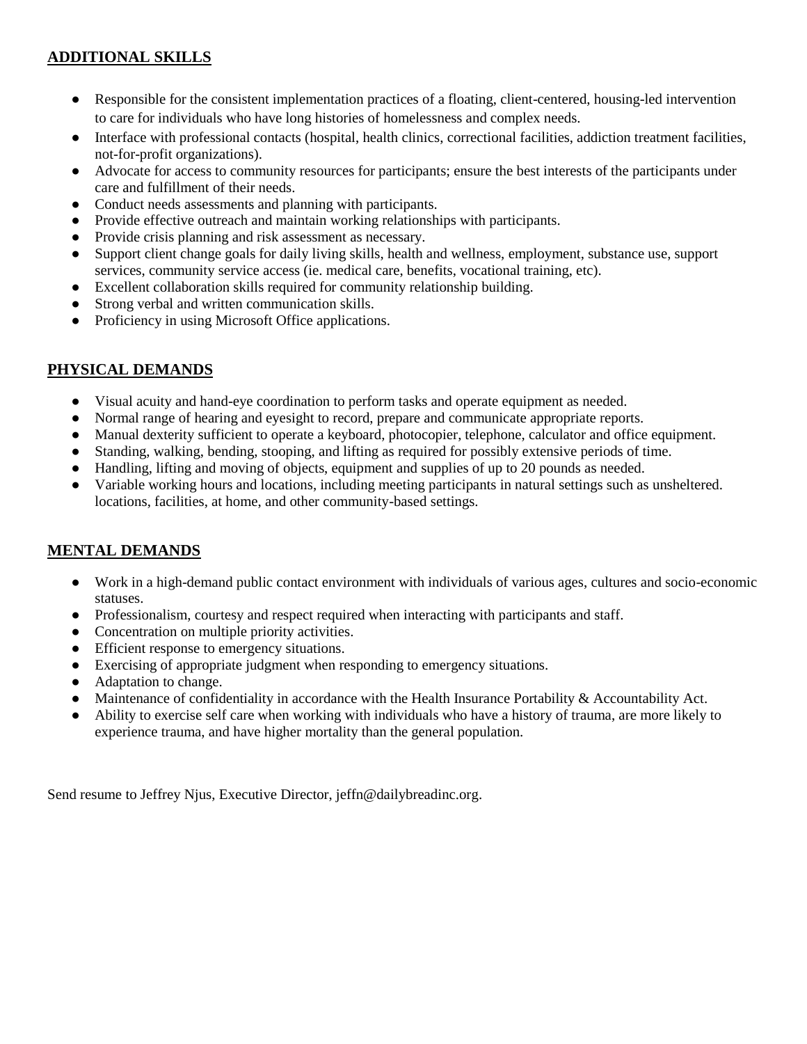## ADDITIONAL SKILLS

- Responsible for the consistent implementation practices of a floating, client-centered, housing-led intervention to care for individuals who have long histories of homelessness and complex needs.
- Interface with professional contacts (hospital, health clinics, correctional facilities, addiction treatment facilities, not-for-profit organizations).
- Advocate for access to community resources for participants; ensure the best interests of the participants under care and fulfillment of their needs.
- Conduct needs assessments and planning with participants.
- Provide effective outreach and maintain working relationships with participants.
- Provide crisis planning and risk assessment as necessary.
- Support client change goals for daily living skills, health and wellness, employment, substance use, support services, community service access (ie. medical care, benefits, vocational training, etc).
- Excellent collaboration skills required for community relationship building.
- Strong verbal and written communication skills.
- Proficiency in using Microsoft Office applications.

## PHYSICAL DEMANDS

- Visual acuity and hand-eye coordination to perform tasks and operate equipment as needed.
- Normal range of hearing and eyesight to record, prepare and communicate appropriate reports.
- Manual dexterity sufficient to operate a keyboard, photocopier, telephone, calculator and office equipment.
- Standing, walking, bending, stooping, and lifting as required for possibly extensive periods of time.
- Handling, lifting and moving of objects, equipment and supplies of up to 20 pounds as needed.
- Variable working hours and locations, including meeting participants in natural settings such as unsheltered. locations, facilities, at home, and other community-based settings.

## MENTAL DEMANDS

- Work in a high-demand public contact environment with individuals of various ages, cultures and socio-economic statuses.
- Professionalism, courtesy and respect required when interacting with participants and staff.
- Concentration on multiple priority activities.
- Efficient response to emergency situations.
- Exercising of appropriate judgment when responding to emergency situations.
- Adaptation to change.
- Maintenance of confidentiality in accordance with the Health Insurance Portability & Accountability Act.
- Ability to exercise self care when working with individuals who have a history of trauma, are more likely to experience trauma, and have higher mortality than the general population.

Send resume to Jeffrey Njus, Executive Director, jeffn@dailybreadinc.org.